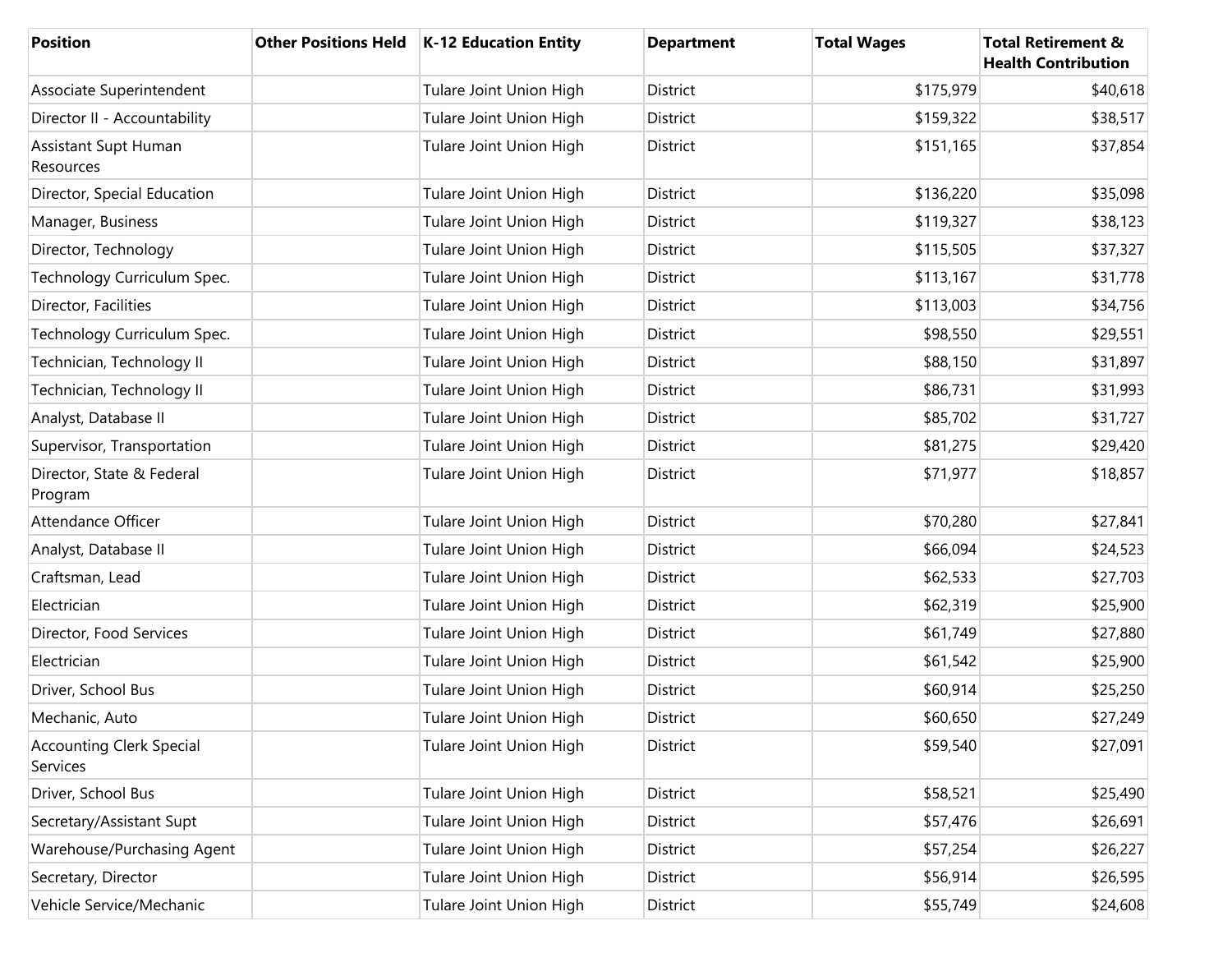| Position | Other Positions Held | K-12 Education Entity | Department | Total Wages | Total Retirement & Health Contribution |
|---|---|---|---|---|---|
| Associate Superintendent | | Tulare Joint Union High | District | $175,979 | $40,618 |
| Director II - Accountability | | Tulare Joint Union High | District | $159,322 | $38,517 |
| Assistant Supt Human Resources | | Tulare Joint Union High | District | $151,165 | $37,854 |
| Director, Special Education | | Tulare Joint Union High | District | $136,220 | $35,098 |
| Manager, Business | | Tulare Joint Union High | District | $119,327 | $38,123 |
| Director, Technology | | Tulare Joint Union High | District | $115,505 | $37,327 |
| Technology Curriculum Spec. | | Tulare Joint Union High | District | $113,167 | $31,778 |
| Director, Facilities | | Tulare Joint Union High | District | $113,003 | $34,756 |
| Technology Curriculum Spec. | | Tulare Joint Union High | District | $98,550 | $29,551 |
| Technician, Technology II | | Tulare Joint Union High | District | $88,150 | $31,897 |
| Technician, Technology II | | Tulare Joint Union High | District | $86,731 | $31,993 |
| Analyst, Database II | | Tulare Joint Union High | District | $85,702 | $31,727 |
| Supervisor, Transportation | | Tulare Joint Union High | District | $81,275 | $29,420 |
| Director, State & Federal Program | | Tulare Joint Union High | District | $71,977 | $18,857 |
| Attendance Officer | | Tulare Joint Union High | District | $70,280 | $27,841 |
| Analyst, Database II | | Tulare Joint Union High | District | $66,094 | $24,523 |
| Craftsman, Lead | | Tulare Joint Union High | District | $62,533 | $27,703 |
| Electrician | | Tulare Joint Union High | District | $62,319 | $25,900 |
| Director, Food Services | | Tulare Joint Union High | District | $61,749 | $27,880 |
| Electrician | | Tulare Joint Union High | District | $61,542 | $25,900 |
| Driver, School Bus | | Tulare Joint Union High | District | $60,914 | $25,250 |
| Mechanic, Auto | | Tulare Joint Union High | District | $60,650 | $27,249 |
| Accounting Clerk Special Services | | Tulare Joint Union High | District | $59,540 | $27,091 |
| Driver, School Bus | | Tulare Joint Union High | District | $58,521 | $25,490 |
| Secretary/Assistant Supt | | Tulare Joint Union High | District | $57,476 | $26,691 |
| Warehouse/Purchasing Agent | | Tulare Joint Union High | District | $57,254 | $26,227 |
| Secretary, Director | | Tulare Joint Union High | District | $56,914 | $26,595 |
| Vehicle Service/Mechanic | | Tulare Joint Union High | District | $55,749 | $24,608 |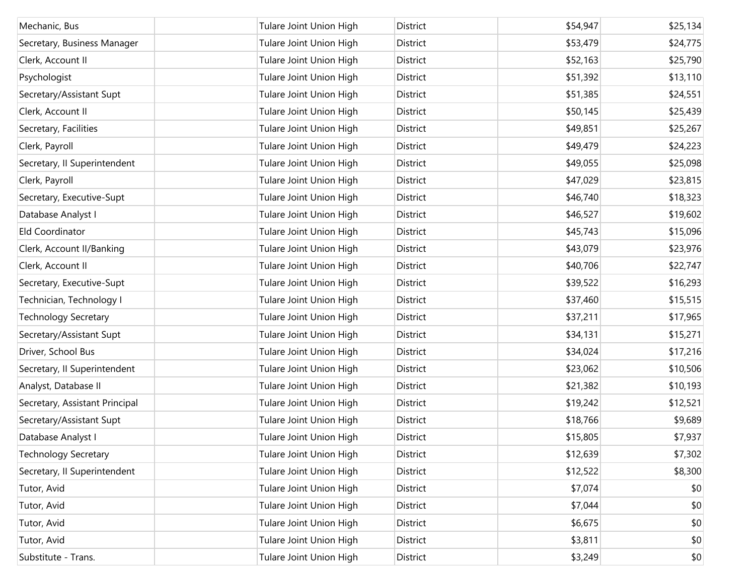| | | | | | |
|---|---|---|---|---|---|
| Mechanic, Bus | | Tulare Joint Union High | District | $54,947 | $25,134 |
| Secretary, Business Manager | | Tulare Joint Union High | District | $53,479 | $24,775 |
| Clerk, Account II | | Tulare Joint Union High | District | $52,163 | $25,790 |
| Psychologist | | Tulare Joint Union High | District | $51,392 | $13,110 |
| Secretary/Assistant Supt | | Tulare Joint Union High | District | $51,385 | $24,551 |
| Clerk, Account II | | Tulare Joint Union High | District | $50,145 | $25,439 |
| Secretary, Facilities | | Tulare Joint Union High | District | $49,851 | $25,267 |
| Clerk, Payroll | | Tulare Joint Union High | District | $49,479 | $24,223 |
| Secretary, II Superintendent | | Tulare Joint Union High | District | $49,055 | $25,098 |
| Clerk, Payroll | | Tulare Joint Union High | District | $47,029 | $23,815 |
| Secretary, Executive-Supt | | Tulare Joint Union High | District | $46,740 | $18,323 |
| Database Analyst I | | Tulare Joint Union High | District | $46,527 | $19,602 |
| Eld Coordinator | | Tulare Joint Union High | District | $45,743 | $15,096 |
| Clerk, Account II/Banking | | Tulare Joint Union High | District | $43,079 | $23,976 |
| Clerk, Account II | | Tulare Joint Union High | District | $40,706 | $22,747 |
| Secretary, Executive-Supt | | Tulare Joint Union High | District | $39,522 | $16,293 |
| Technician, Technology I | | Tulare Joint Union High | District | $37,460 | $15,515 |
| Technology Secretary | | Tulare Joint Union High | District | $37,211 | $17,965 |
| Secretary/Assistant Supt | | Tulare Joint Union High | District | $34,131 | $15,271 |
| Driver, School Bus | | Tulare Joint Union High | District | $34,024 | $17,216 |
| Secretary, II Superintendent | | Tulare Joint Union High | District | $23,062 | $10,506 |
| Analyst, Database II | | Tulare Joint Union High | District | $21,382 | $10,193 |
| Secretary, Assistant Principal | | Tulare Joint Union High | District | $19,242 | $12,521 |
| Secretary/Assistant Supt | | Tulare Joint Union High | District | $18,766 | $9,689 |
| Database Analyst I | | Tulare Joint Union High | District | $15,805 | $7,937 |
| Technology Secretary | | Tulare Joint Union High | District | $12,639 | $7,302 |
| Secretary, II Superintendent | | Tulare Joint Union High | District | $12,522 | $8,300 |
| Tutor, Avid | | Tulare Joint Union High | District | $7,074 | $0 |
| Tutor, Avid | | Tulare Joint Union High | District | $7,044 | $0 |
| Tutor, Avid | | Tulare Joint Union High | District | $6,675 | $0 |
| Tutor, Avid | | Tulare Joint Union High | District | $3,811 | $0 |
| Substitute - Trans. | | Tulare Joint Union High | District | $3,249 | $0 |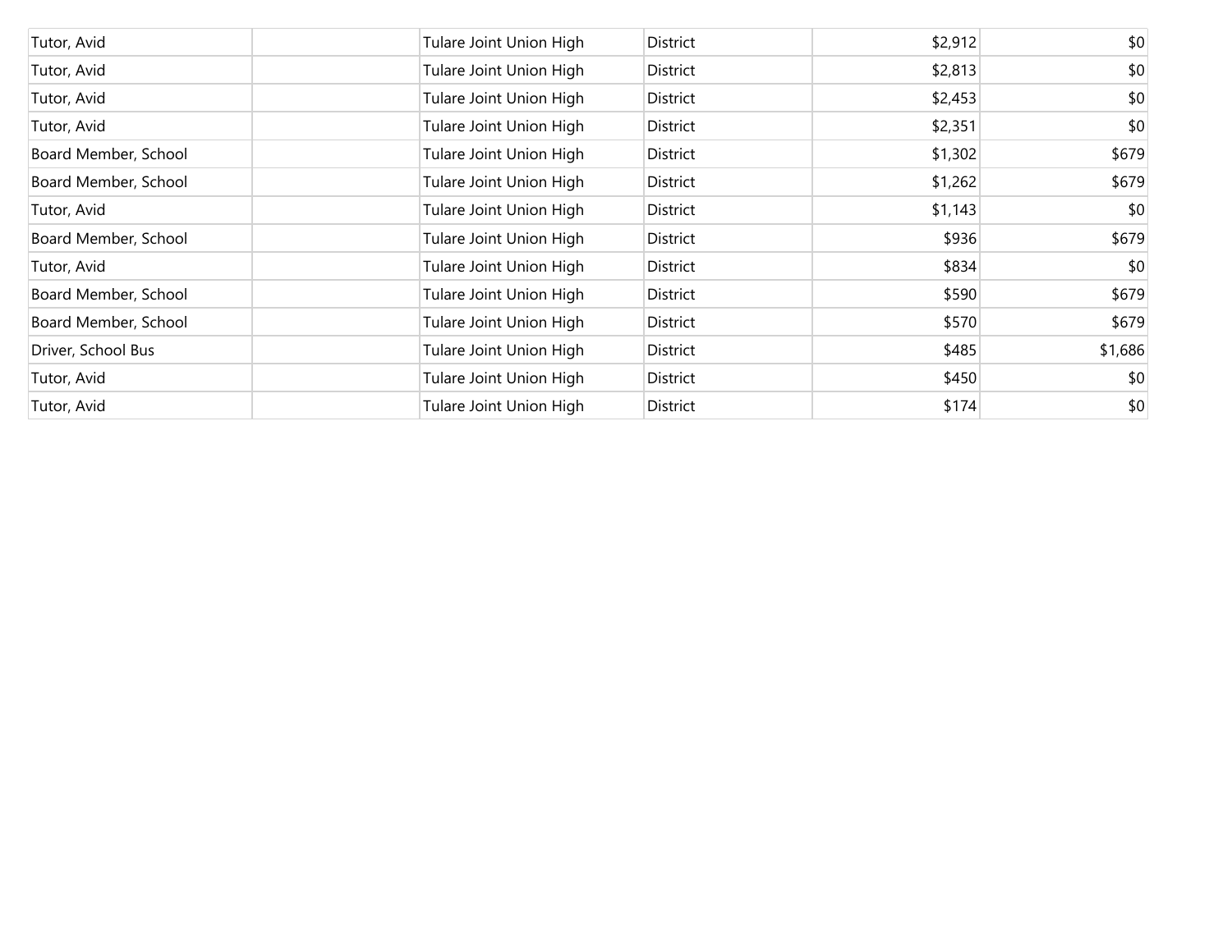| | | | | | |
|---|---|---|---|---|---|
| Tutor, Avid | | Tulare Joint Union High | District | $2,912 | $0 |
| Tutor, Avid | | Tulare Joint Union High | District | $2,813 | $0 |
| Tutor, Avid | | Tulare Joint Union High | District | $2,453 | $0 |
| Tutor, Avid | | Tulare Joint Union High | District | $2,351 | $0 |
| Board Member, School | | Tulare Joint Union High | District | $1,302 | $679 |
| Board Member, School | | Tulare Joint Union High | District | $1,262 | $679 |
| Tutor, Avid | | Tulare Joint Union High | District | $1,143 | $0 |
| Board Member, School | | Tulare Joint Union High | District | $936 | $679 |
| Tutor, Avid | | Tulare Joint Union High | District | $834 | $0 |
| Board Member, School | | Tulare Joint Union High | District | $590 | $679 |
| Board Member, School | | Tulare Joint Union High | District | $570 | $679 |
| Driver, School Bus | | Tulare Joint Union High | District | $485 | $1,686 |
| Tutor, Avid | | Tulare Joint Union High | District | $450 | $0 |
| Tutor, Avid | | Tulare Joint Union High | District | $174 | $0 |